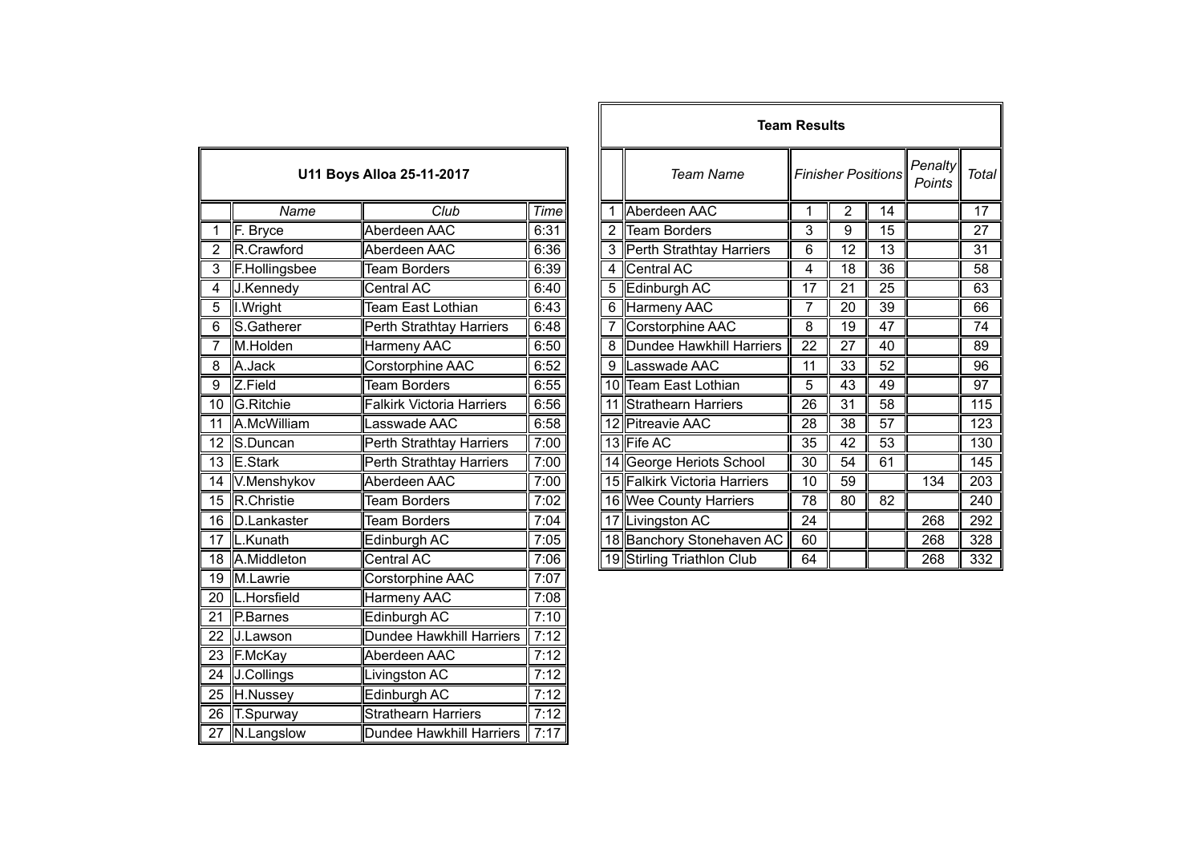## U11 Boys Alloa 25-11-2017

| | Name | Club | Time |
|---|---|---|---|
| 1 | F. Bryce | Aberdeen AAC | 6:31 |
| 2 | R.Crawford | Aberdeen AAC | 6:36 |
| 3 | F.Hollingsbee | Team Borders | 6:39 |
| 4 | J.Kennedy | Central AC | 6:40 |
| 5 | I.Wright | Team East Lothian | 6:43 |
| 6 | S.Gatherer | Perth Strathtay Harriers | 6:48 |
| 7 | M.Holden | Harmeny AAC | 6:50 |
| 8 | A.Jack | Corstorphine AAC | 6:52 |
| 9 | Z.Field | Team Borders | 6:55 |
| 10 | G.Ritchie | Falkirk Victoria Harriers | 6:56 |
| 11 | A.McWilliam | Lasswade AAC | 6:58 |
| 12 | S.Duncan | Perth Strathtay Harriers | 7:00 |
| 13 | E.Stark | Perth Strathtay Harriers | 7:00 |
| 14 | V.Menshykov | Aberdeen AAC | 7:00 |
| 15 | R.Christie | Team Borders | 7:02 |
| 16 | D.Lankaster | Team Borders | 7:04 |
| 17 | L.Kunath | Edinburgh AC | 7:05 |
| 18 | A.Middleton | Central AC | 7:06 |
| 19 | M.Lawrie | Corstorphine AAC | 7:07 |
| 20 | L.Horsfield | Harmeny AAC | 7:08 |
| 21 | P.Barnes | Edinburgh AC | 7:10 |
| 22 | J.Lawson | Dundee Hawkhill Harriers | 7:12 |
| 23 | F.McKay | Aberdeen AAC | 7:12 |
| 24 | J.Collings | Livingston AC | 7:12 |
| 25 | H.Nussey | Edinburgh AC | 7:12 |
| 26 | T.Spurway | Strathearn Harriers | 7:12 |
| 27 | N.Langslow | Dundee Hawkhill Harriers | 7:17 |

## Team Results

| | Team Name | Finisher Positions | | | Penalty Points | Total |
|---|---|---|---|---|---|---|
| 1 | Aberdeen AAC | 1 | 2 | 14 | | 17 |
| 2 | Team Borders | 3 | 9 | 15 | | 27 |
| 3 | Perth Strathtay Harriers | 6 | 12 | 13 | | 31 |
| 4 | Central AC | 4 | 18 | 36 | | 58 |
| 5 | Edinburgh AC | 17 | 21 | 25 | | 63 |
| 6 | Harmeny AAC | 7 | 20 | 39 | | 66 |
| 7 | Corstorphine AAC | 8 | 19 | 47 | | 74 |
| 8 | Dundee Hawkhill Harriers | 22 | 27 | 40 | | 89 |
| 9 | Lasswade AAC | 11 | 33 | 52 | | 96 |
| 10 | Team East Lothian | 5 | 43 | 49 | | 97 |
| 11 | Strathearn Harriers | 26 | 31 | 58 | | 115 |
| 12 | Pitreavie AAC | 28 | 38 | 57 | | 123 |
| 13 | Fife AC | 35 | 42 | 53 | | 130 |
| 14 | George Heriots School | 30 | 54 | 61 | | 145 |
| 15 | Falkirk Victoria Harriers | 10 | 59 | | 134 | 203 |
| 16 | Wee County Harriers | 78 | 80 | 82 | | 240 |
| 17 | Livingston AC | 24 | | | 268 | 292 |
| 18 | Banchory Stonehaven AC | 60 | | | 268 | 328 |
| 19 | Stirling Triathlon Club | 64 | | | 268 | 332 |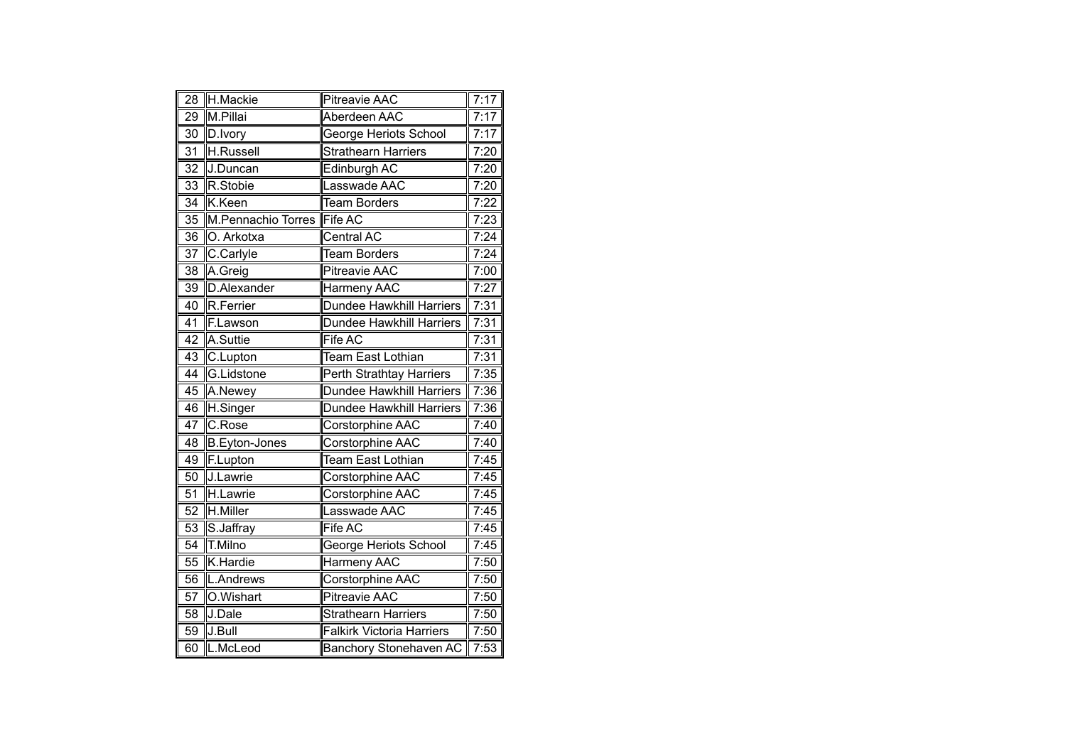| | | | |
|---|---|---|---|
| 28 | H.Mackie | Pitreavie AAC | 7:17 |
| 29 | M.Pillai | Aberdeen AAC | 7:17 |
| 30 | D.Ivory | George Heriots School | 7:17 |
| 31 | H.Russell | Strathearn Harriers | 7:20 |
| 32 | J.Duncan | Edinburgh AC | 7:20 |
| 33 | R.Stobie | Lasswade AAC | 7:20 |
| 34 | K.Keen | Team Borders | 7:22 |
| 35 | M.Pennachio Torres | Fife AC | 7:23 |
| 36 | O. Arkotxa | Central AC | 7:24 |
| 37 | C.Carlyle | Team Borders | 7:24 |
| 38 | A.Greig | Pitreavie AAC | 7:00 |
| 39 | D.Alexander | Harmeny AAC | 7:27 |
| 40 | R.Ferrier | Dundee Hawkhill Harriers | 7:31 |
| 41 | F.Lawson | Dundee Hawkhill Harriers | 7:31 |
| 42 | A.Suttie | Fife AC | 7:31 |
| 43 | C.Lupton | Team East Lothian | 7:31 |
| 44 | G.Lidstone | Perth Strathtay Harriers | 7:35 |
| 45 | A.Newey | Dundee Hawkhill Harriers | 7:36 |
| 46 | H.Singer | Dundee Hawkhill Harriers | 7:36 |
| 47 | C.Rose | Corstorphine AAC | 7:40 |
| 48 | B.Eyton-Jones | Corstorphine AAC | 7:40 |
| 49 | F.Lupton | Team East Lothian | 7:45 |
| 50 | J.Lawrie | Corstorphine AAC | 7:45 |
| 51 | H.Lawrie | Corstorphine AAC | 7:45 |
| 52 | H.Miller | Lasswade AAC | 7:45 |
| 53 | S.Jaffray | Fife AC | 7:45 |
| 54 | T.Milno | George Heriots School | 7:45 |
| 55 | K.Hardie | Harmeny AAC | 7:50 |
| 56 | L.Andrews | Corstorphine AAC | 7:50 |
| 57 | O.Wishart | Pitreavie AAC | 7:50 |
| 58 | J.Dale | Strathearn Harriers | 7:50 |
| 59 | J.Bull | Falkirk Victoria Harriers | 7:50 |
| 60 | L.McLeod | Banchory Stonehaven AC | 7:53 |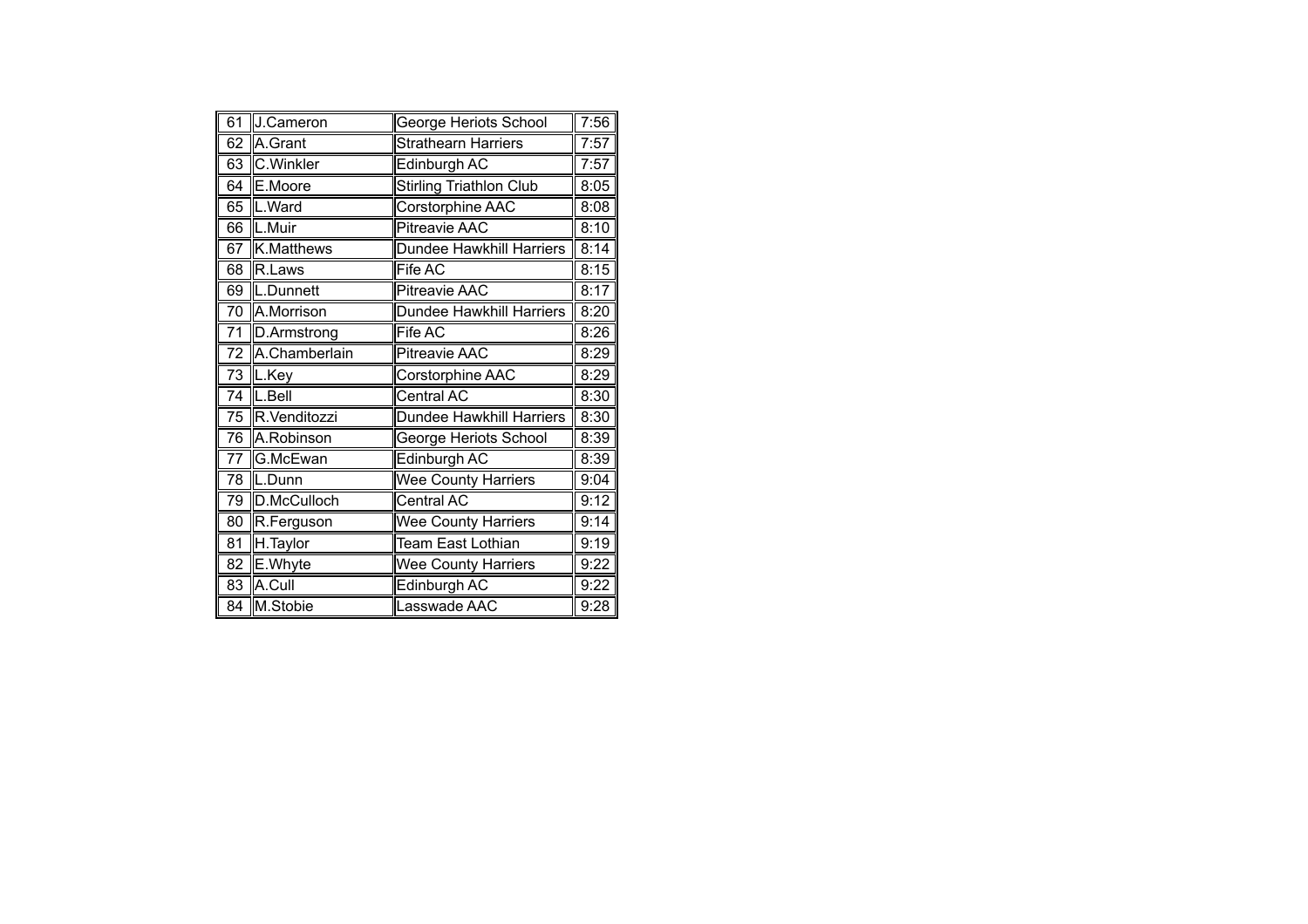| | | | |
|---|---|---|---|
| 61 | J.Cameron | George Heriots School | 7:56 |
| 62 | A.Grant | Strathearn Harriers | 7:57 |
| 63 | C.Winkler | Edinburgh AC | 7:57 |
| 64 | E.Moore | Stirling Triathlon Club | 8:05 |
| 65 | L.Ward | Corstorphine AAC | 8:08 |
| 66 | L.Muir | Pitreavie AAC | 8:10 |
| 67 | K.Matthews | Dundee Hawkhill Harriers | 8:14 |
| 68 | R.Laws | Fife AC | 8:15 |
| 69 | L.Dunnett | Pitreavie AAC | 8:17 |
| 70 | A.Morrison | Dundee Hawkhill Harriers | 8:20 |
| 71 | D.Armstrong | Fife AC | 8:26 |
| 72 | A.Chamberlain | Pitreavie AAC | 8:29 |
| 73 | L.Key | Corstorphine AAC | 8:29 |
| 74 | L.Bell | Central AC | 8:30 |
| 75 | R.Venditozzi | Dundee Hawkhill Harriers | 8:30 |
| 76 | A.Robinson | George Heriots School | 8:39 |
| 77 | G.McEwan | Edinburgh AC | 8:39 |
| 78 | L.Dunn | Wee County Harriers | 9:04 |
| 79 | D.McCulloch | Central AC | 9:12 |
| 80 | R.Ferguson | Wee County Harriers | 9:14 |
| 81 | H.Taylor | Team East Lothian | 9:19 |
| 82 | E.Whyte | Wee County Harriers | 9:22 |
| 83 | A.Cull | Edinburgh AC | 9:22 |
| 84 | M.Stobie | Lasswade AAC | 9:28 |